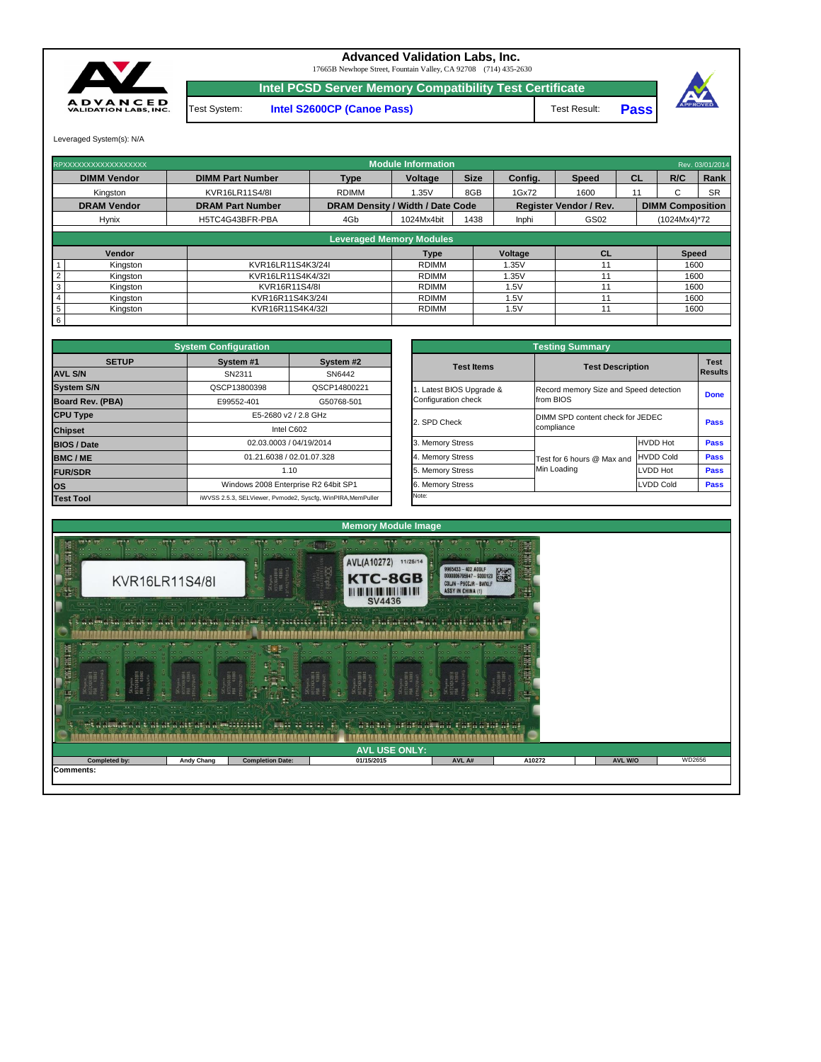# Advanced Validation Labs, Inc.

17665B Newhope Street, Fountain Valley, CA 92708 (714) 435-2630

## Intel PCSD Server Memory Compatibility Test Certificate

| Test System: | Intel S2600CP (Canoe Pass) | Test Result: | Pass |
|---|---|---|---|

Leveraged System(s): N/A

## Module Information

RPXXXXXXXXXXXXXXXXXX — Rev. 03/01/2014

| DIMM Vendor | DIMM Part Number | Type | Voltage | Size | Config. | Speed | CL | R/C | Rank |
|---|---|---|---|---|---|---|---|---|---|
| Kingston | KVR16LR11S4/8I | RDIMM | 1.35V | 8GB | 1Gx72 | 1600 | 11 | C | SR |

| DRAM Vendor | DRAM Part Number | DRAM Density / Width / Date Code | | | Register Vendor / Rev. | | DIMM Composition |
|---|---|---|---|---|---|---|---|
| Hynix | H5TC4G43BFR-PBA | 4Gb | 1024Mx4bit | 1438 | Inphi | GS02 | (1024Mx4)*72 |

## Leveraged Memory Modules

| # | Vendor | Part Number | Type | Voltage | CL | Speed |
|---|---|---|---|---|---|---|
| 1 | Kingston | KVR16LR11S4K3/24I | RDIMM | 1.35V | 11 | 1600 |
| 2 | Kingston | KVR16LR11S4K4/32I | RDIMM | 1.35V | 11 | 1600 |
| 3 | Kingston | KVR16R11S4/8I | RDIMM | 1.5V | 11 | 1600 |
| 4 | Kingston | KVR16R11S4K3/24I | RDIMM | 1.5V | 11 | 1600 |
| 5 | Kingston | KVR16R11S4K4/32I | RDIMM | 1.5V | 11 | 1600 |
| 6 | | | | | | |

## System Configuration

| SETUP | System #1 | System #2 |
|---|---|---|
| AVL S/N | SN2311 | SN6442 |
| System S/N | QSCP13800398 | QSCP14800221 |
| Board Rev. (PBA) | E99552-401 | G50768-501 |
| CPU Type | E5-2680 v2 / 2.8 GHz | |
| Chipset | Intel C602 | |
| BIOS / Date | 02.03.0003 / 04/19/2014 | |
| BMC / ME | 01.21.6038 / 02.01.07.328 | |
| FUR/SDR | 1.10 | |
| OS | Windows 2008 Enterprise R2 64bit SP1 | |
| Test Tool | iWVSS 2.5.3, SELViewer, Pvmode2, Syscfg, WinPIRA,MemPuller | |

## Testing Summary

| Test Items | Test Description | | Test Results |
|---|---|---|---|
| 1. Latest BIOS Upgrade & Configuration check | Record memory Size and Speed detection from BIOS | | Done |
| 2. SPD Check | DIMM SPD content check for JEDEC compliance | | Pass |
| 3. Memory Stress | Test for 6 hours @ Max and Min Loading | HVDD Hot | Pass |
| 4. Memory Stress | | HVDD Cold | Pass |
| 5. Memory Stress | | LVDD Hot | Pass |
| 6. Memory Stress | | LVDD Cold | Pass |

Note:

## Memory Module Image

## AVL USE ONLY:

| Completed by: | Andy Chang | Completion Date: | 01/15/2015 | AVL A# | A10272 | AVL W/O | WD2656 |
|---|---|---|---|---|---|---|---|

Comments: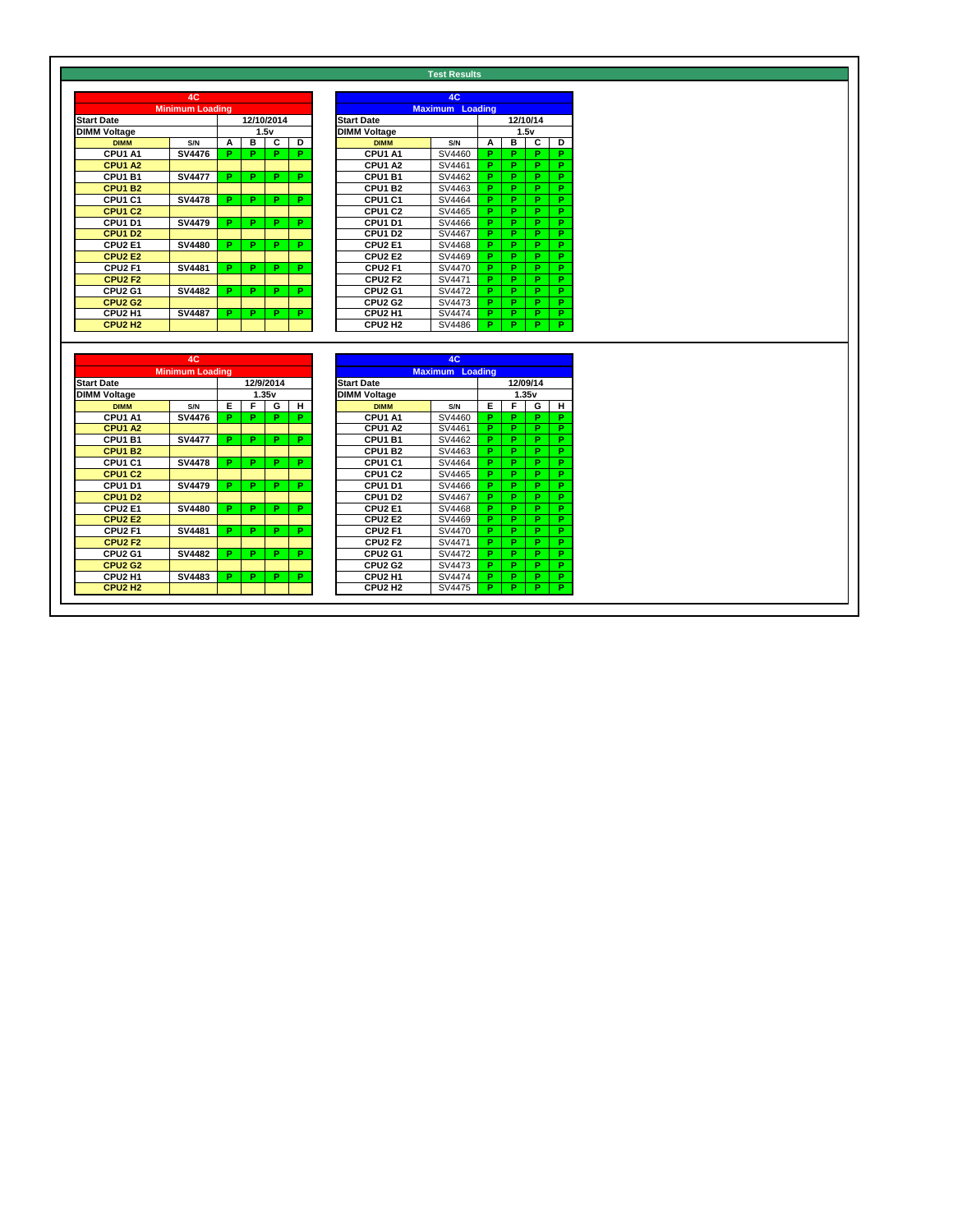## Test Results

| 4C Minimum Loading | | | | | |
|---|---|---|---|---|---|
| Start Date | | 12/10/2014 | | | |
| DIMM Voltage | | 1.5v | | | |
| DIMM | S/N | A | B | C | D |
| CPU1 A1 | SV4476 | P | P | P | P |
| CPU1 A2 | | | | | |
| CPU1 B1 | SV4477 | P | P | P | P |
| CPU1 B2 | | | | | |
| CPU1 C1 | SV4478 | P | P | P | P |
| CPU1 C2 | | | | | |
| CPU1 D1 | SV4479 | P | P | P | P |
| CPU1 D2 | | | | | |
| CPU2 E1 | SV4480 | P | P | P | P |
| CPU2 E2 | | | | | |
| CPU2 F1 | SV4481 | P | P | P | P |
| CPU2 F2 | | | | | |
| CPU2 G1 | SV4482 | P | P | P | P |
| CPU2 G2 | | | | | |
| CPU2 H1 | SV4487 | P | P | P | P |
| CPU2 H2 | | | | | |

| 4C Maximum Loading | | | | | |
|---|---|---|---|---|---|
| Start Date | | 12/10/14 | | | |
| DIMM Voltage | | 1.5v | | | |
| DIMM | S/N | A | B | C | D |
| CPU1 A1 | SV4460 | P | P | P | P |
| CPU1 A2 | SV4461 | P | P | P | P |
| CPU1 B1 | SV4462 | P | P | P | P |
| CPU1 B2 | SV4463 | P | P | P | P |
| CPU1 C1 | SV4464 | P | P | P | P |
| CPU1 C2 | SV4465 | P | P | P | P |
| CPU1 D1 | SV4466 | P | P | P | P |
| CPU1 D2 | SV4467 | P | P | P | P |
| CPU2 E1 | SV4468 | P | P | P | P |
| CPU2 E2 | SV4469 | P | P | P | P |
| CPU2 F1 | SV4470 | P | P | P | P |
| CPU2 F2 | SV4471 | P | P | P | P |
| CPU2 G1 | SV4472 | P | P | P | P |
| CPU2 G2 | SV4473 | P | P | P | P |
| CPU2 H1 | SV4474 | P | P | P | P |
| CPU2 H2 | SV4486 | P | P | P | P |

| 4C Minimum Loading | | | | | |
|---|---|---|---|---|---|
| Start Date | | 12/9/2014 | | | |
| DIMM Voltage | | 1.35v | | | |
| DIMM | S/N | E | F | G | H |
| CPU1 A1 | SV4476 | P | P | P | P |
| CPU1 A2 | | | | | |
| CPU1 B1 | SV4477 | P | P | P | P |
| CPU1 B2 | | | | | |
| CPU1 C1 | SV4478 | P | P | P | P |
| CPU1 C2 | | | | | |
| CPU1 D1 | SV4479 | P | P | P | P |
| CPU1 D2 | | | | | |
| CPU2 E1 | SV4480 | P | P | P | P |
| CPU2 E2 | | | | | |
| CPU2 F1 | SV4481 | P | P | P | P |
| CPU2 F2 | | | | | |
| CPU2 G1 | SV4482 | P | P | P | P |
| CPU2 G2 | | | | | |
| CPU2 H1 | SV4483 | P | P | P | P |
| CPU2 H2 | | | | | |

| 4C Maximum Loading | | | | | |
|---|---|---|---|---|---|
| Start Date | | 12/09/14 | | | |
| DIMM Voltage | | 1.35v | | | |
| DIMM | S/N | E | F | G | H |
| CPU1 A1 | SV4460 | P | P | P | P |
| CPU1 A2 | SV4461 | P | P | P | P |
| CPU1 B1 | SV4462 | P | P | P | P |
| CPU1 B2 | SV4463 | P | P | P | P |
| CPU1 C1 | SV4464 | P | P | P | P |
| CPU1 C2 | SV4465 | P | P | P | P |
| CPU1 D1 | SV4466 | P | P | P | P |
| CPU1 D2 | SV4467 | P | P | P | P |
| CPU2 E1 | SV4468 | P | P | P | P |
| CPU2 E2 | SV4469 | P | P | P | P |
| CPU2 F1 | SV4470 | P | P | P | P |
| CPU2 F2 | SV4471 | P | P | P | P |
| CPU2 G1 | SV4472 | P | P | P | P |
| CPU2 G2 | SV4473 | P | P | P | P |
| CPU2 H1 | SV4474 | P | P | P | P |
| CPU2 H2 | SV4475 | P | P | P | P |